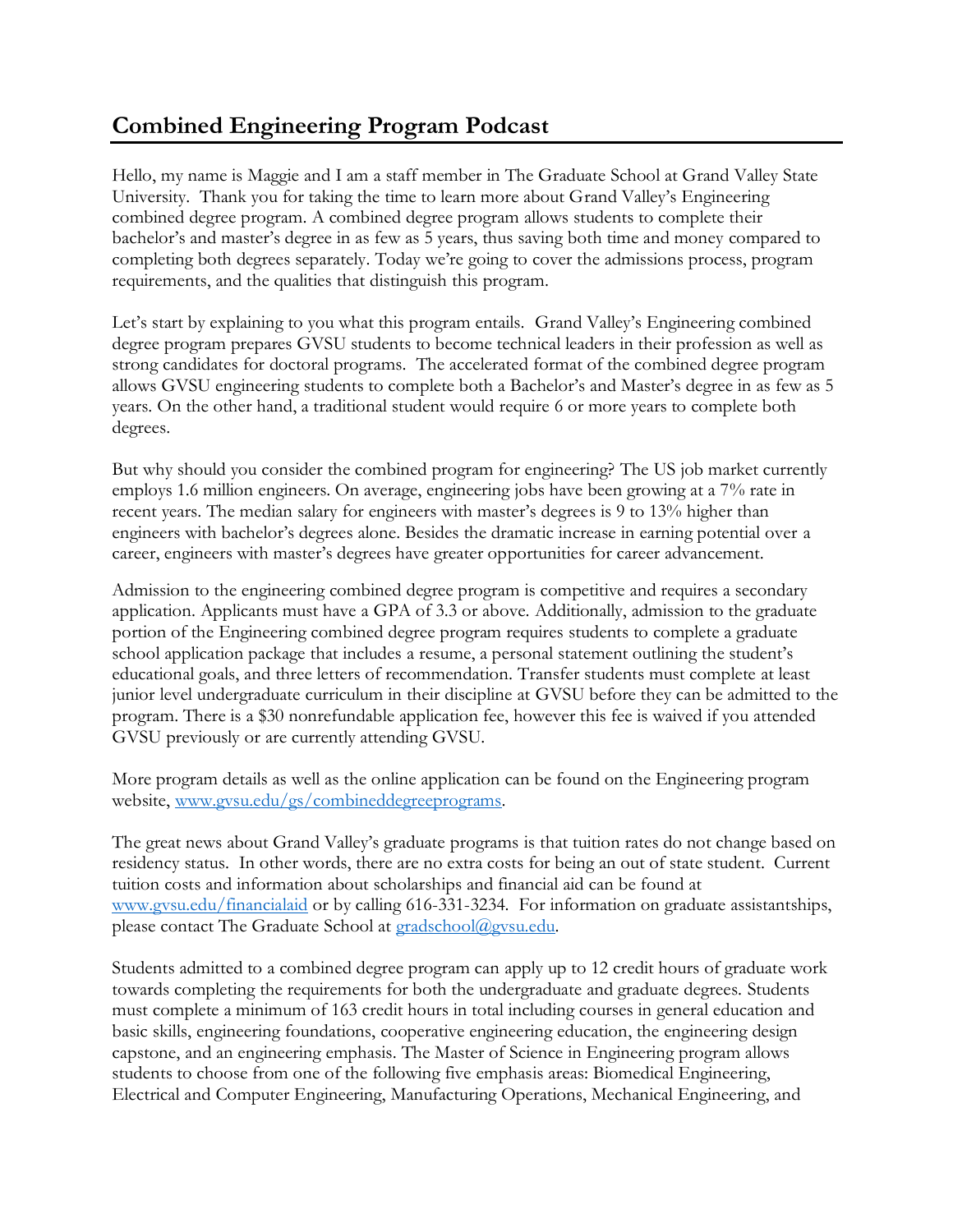# Combined Engineering Program Podcast

Hello, my name is Maggie and I am a staff member in The Graduate School at Grand Valley State University. Thank you for taking the time to learn more about Grand Valley's Engineering combined degree program. A combined degree program allows students to complete their bachelor's and master's degree in as few as 5 years, thus saving both time and money compared to completing both degrees separately. Today we're going to cover the admissions process, program requirements, and the qualities that distinguish this program.

Let's start by explaining to you what this program entails. Grand Valley's Engineering combined degree program prepares GVSU students to become technical leaders in their profession as well as strong candidates for doctoral programs. The accelerated format of the combined degree program allows GVSU engineering students to complete both a Bachelor's and Master's degree in as few as 5 years. On the other hand, a traditional student would require 6 or more years to complete both degrees.

But why should you consider the combined program for engineering? The US job market currently employs 1.6 million engineers. On average, engineering jobs have been growing at a 7% rate in recent years. The median salary for engineers with master's degrees is 9 to 13% higher than engineers with bachelor's degrees alone. Besides the dramatic increase in earning potential over a career, engineers with master's degrees have greater opportunities for career advancement.

Admission to the engineering combined degree program is competitive and requires a secondary application. Applicants must have a GPA of 3.3 or above. Additionally, admission to the graduate portion of the Engineering combined degree program requires students to complete a graduate school application package that includes a resume, a personal statement outlining the student's educational goals, and three letters of recommendation. Transfer students must complete at least junior level undergraduate curriculum in their discipline at GVSU before they can be admitted to the program. There is a $30 nonrefundable application fee, however this fee is waived if you attended GVSU previously or are currently attending GVSU.

More program details as well as the online application can be found on the Engineering program website, [www.gvsu.edu/gs/combineddegreeprograms](www.gvsu.edu/gs/combineddegreeprograms).

The great news about Grand Valley's graduate programs is that tuition rates do not change based on residency status. In other words, there are no extra costs for being an out of state student. Current tuition costs and information about scholarships and financial aid can be found at [www.gvsu.edu/financialaid](www.gvsu.edu/financialaid) or by calling 616-331-3234. For information on graduate assistantships, please contact The Graduate School at [gradschool@gvsu.edu](mailto:gradschool@gvsu.edu).

Students admitted to a combined degree program can apply up to 12 credit hours of graduate work towards completing the requirements for both the undergraduate and graduate degrees. Students must complete a minimum of 163 credit hours in total including courses in general education and basic skills, engineering foundations, cooperative engineering education, the engineering design capstone, and an engineering emphasis. The Master of Science in Engineering program allows students to choose from one of the following five emphasis areas: Biomedical Engineering, Electrical and Computer Engineering, Manufacturing Operations, Mechanical Engineering, and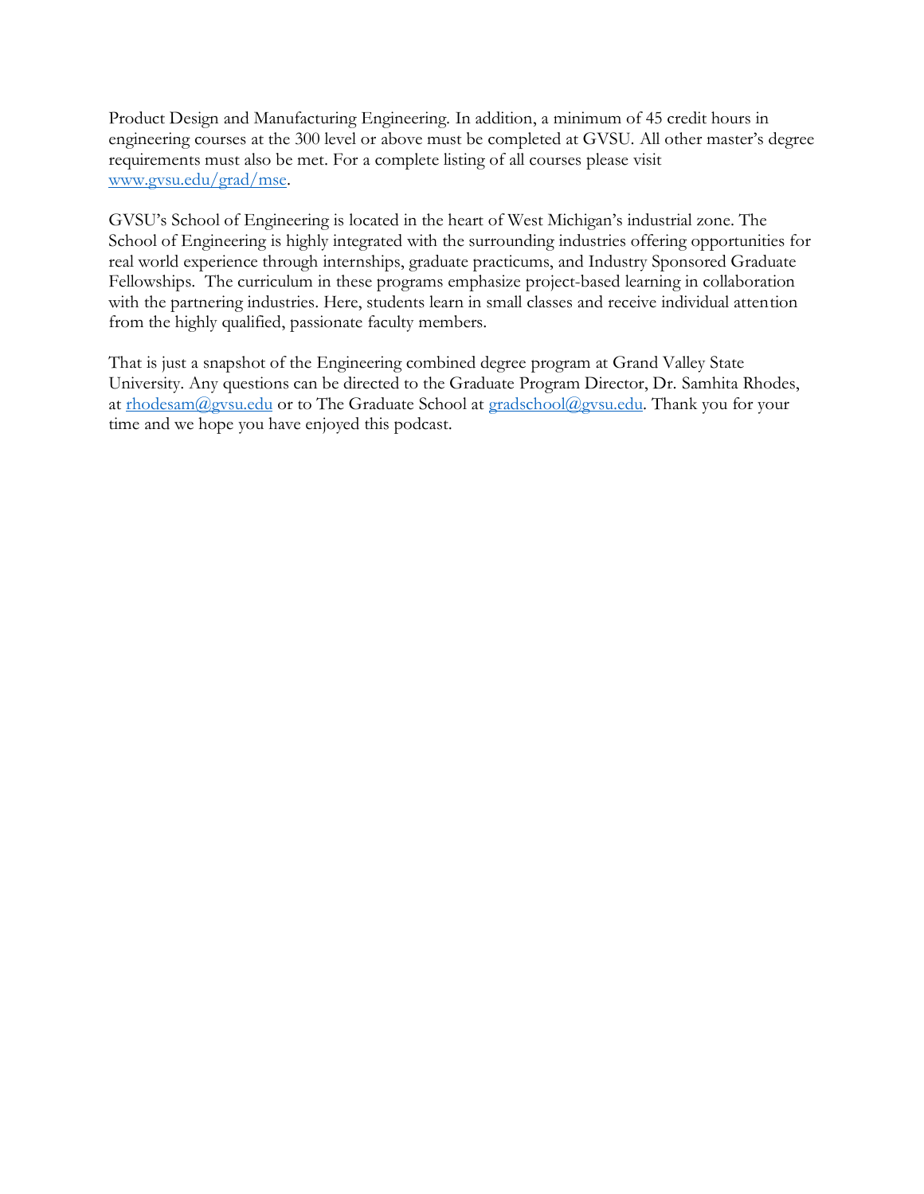Product Design and Manufacturing Engineering. In addition, a minimum of 45 credit hours in engineering courses at the 300 level or above must be completed at GVSU. All other master's degree requirements must also be met. For a complete listing of all courses please visit [www.gvsu.edu/grad/mse](www.gvsu.edu/grad/mse).

GVSU's School of Engineering is located in the heart of West Michigan's industrial zone. The School of Engineering is highly integrated with the surrounding industries offering opportunities for real world experience through internships, graduate practicums, and Industry Sponsored Graduate Fellowships. The curriculum in these programs emphasize project-based learning in collaboration with the partnering industries. Here, students learn in small classes and receive individual attention from the highly qualified, passionate faculty members.

That is just a snapshot of the Engineering combined degree program at Grand Valley State University. Any questions can be directed to the Graduate Program Director, Dr. Samhita Rhodes, at [rhodesam@gvsu.edu](mailto:rhodesam@gvsu.edu) or to The Graduate School at [gradschool@gvsu.edu](mailto:gradschool@gvsu.edu). Thank you for your time and we hope you have enjoyed this podcast.